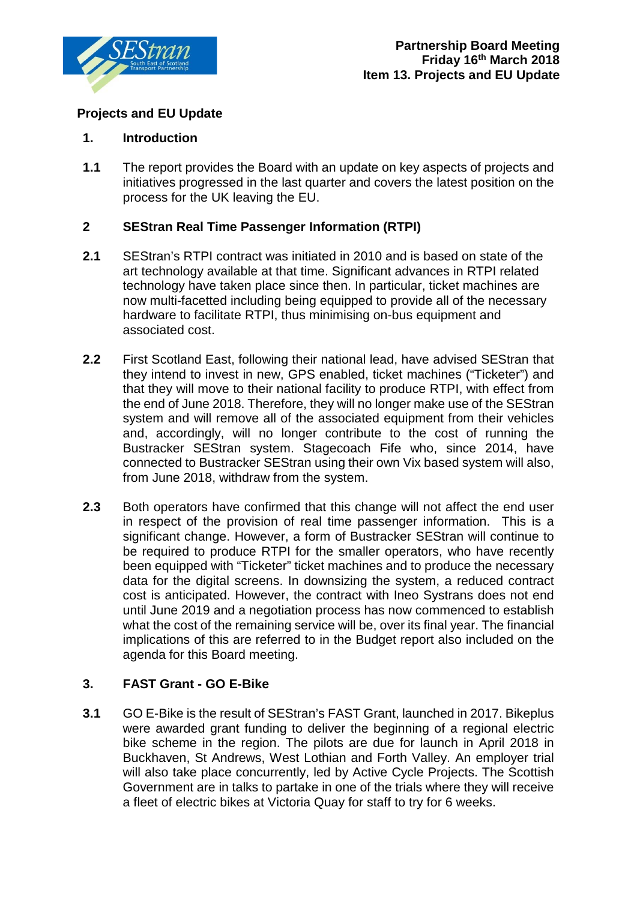**Partnership Board Meeting**
**Friday 16th March 2018**
**Item 13. Projects and EU Update**

# Projects and EU Update

## 1. Introduction

**1.1** The report provides the Board with an update on key aspects of projects and initiatives progressed in the last quarter and covers the latest position on the process for the UK leaving the EU.

## 2 SEStran Real Time Passenger Information (RTPI)

**2.1** SEStran's RTPI contract was initiated in 2010 and is based on state of the art technology available at that time. Significant advances in RTPI related technology have taken place since then. In particular, ticket machines are now multi-facetted including being equipped to provide all of the necessary hardware to facilitate RTPI, thus minimising on-bus equipment and associated cost.

**2.2** First Scotland East, following their national lead, have advised SEStran that they intend to invest in new, GPS enabled, ticket machines ("Ticketer") and that they will move to their national facility to produce RTPI, with effect from the end of June 2018. Therefore, they will no longer make use of the SEStran system and will remove all of the associated equipment from their vehicles and, accordingly, will no longer contribute to the cost of running the Bustracker SEStran system. Stagecoach Fife who, since 2014, have connected to Bustracker SEStran using their own Vix based system will also, from June 2018, withdraw from the system.

**2.3** Both operators have confirmed that this change will not affect the end user in respect of the provision of real time passenger information. This is a significant change. However, a form of Bustracker SEStran will continue to be required to produce RTPI for the smaller operators, who have recently been equipped with "Ticketer" ticket machines and to produce the necessary data for the digital screens. In downsizing the system, a reduced contract cost is anticipated. However, the contract with Ineo Systrans does not end until June 2019 and a negotiation process has now commenced to establish what the cost of the remaining service will be, over its final year. The financial implications of this are referred to in the Budget report also included on the agenda for this Board meeting.

## 3. FAST Grant - GO E-Bike

**3.1** GO E-Bike is the result of SEStran's FAST Grant, launched in 2017. Bikeplus were awarded grant funding to deliver the beginning of a regional electric bike scheme in the region. The pilots are due for launch in April 2018 in Buckhaven, St Andrews, West Lothian and Forth Valley. An employer trial will also take place concurrently, led by Active Cycle Projects. The Scottish Government are in talks to partake in one of the trials where they will receive a fleet of electric bikes at Victoria Quay for staff to try for 6 weeks.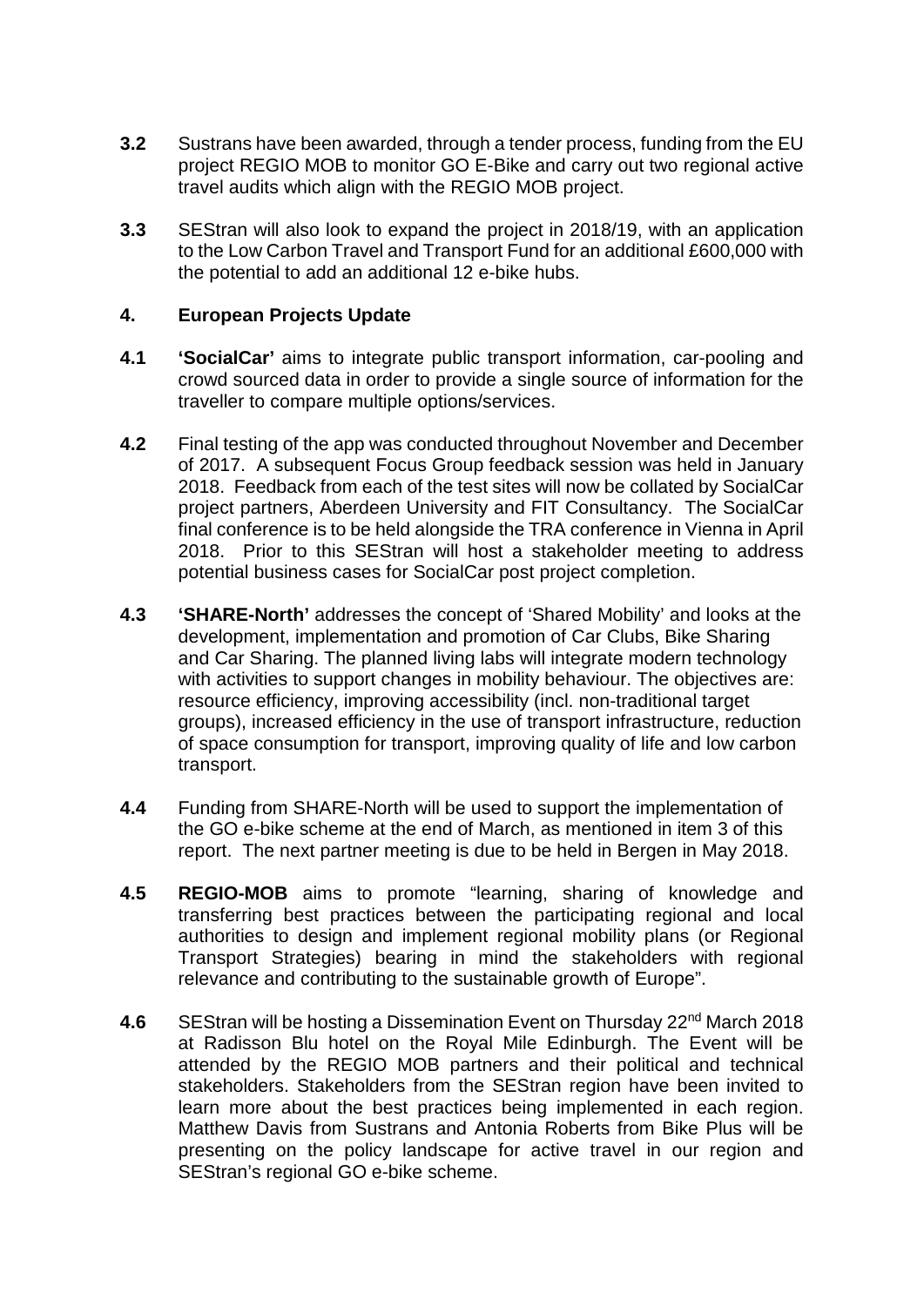**3.2** Sustrans have been awarded, through a tender process, funding from the EU project REGIO MOB to monitor GO E-Bike and carry out two regional active travel audits which align with the REGIO MOB project.

**3.3** SEStran will also look to expand the project in 2018/19, with an application to the Low Carbon Travel and Transport Fund for an additional £600,000 with the potential to add an additional 12 e-bike hubs.

## 4. European Projects Update

**4.1** **'SocialCar'** aims to integrate public transport information, car-pooling and crowd sourced data in order to provide a single source of information for the traveller to compare multiple options/services.

**4.2** Final testing of the app was conducted throughout November and December of 2017. A subsequent Focus Group feedback session was held in January 2018. Feedback from each of the test sites will now be collated by SocialCar project partners, Aberdeen University and FIT Consultancy. The SocialCar final conference is to be held alongside the TRA conference in Vienna in April 2018. Prior to this SEStran will host a stakeholder meeting to address potential business cases for SocialCar post project completion.

**4.3** **'SHARE-North'** addresses the concept of 'Shared Mobility' and looks at the development, implementation and promotion of Car Clubs, Bike Sharing and Car Sharing. The planned living labs will integrate modern technology with activities to support changes in mobility behaviour. The objectives are: resource efficiency, improving accessibility (incl. non-traditional target groups), increased efficiency in the use of transport infrastructure, reduction of space consumption for transport, improving quality of life and low carbon transport.

**4.4** Funding from SHARE-North will be used to support the implementation of the GO e-bike scheme at the end of March, as mentioned in item 3 of this report. The next partner meeting is due to be held in Bergen in May 2018.

**4.5** **REGIO-MOB** aims to promote "learning, sharing of knowledge and transferring best practices between the participating regional and local authorities to design and implement regional mobility plans (or Regional Transport Strategies) bearing in mind the stakeholders with regional relevance and contributing to the sustainable growth of Europe".

**4.6** SEStran will be hosting a Dissemination Event on Thursday 22nd March 2018 at Radisson Blu hotel on the Royal Mile Edinburgh. The Event will be attended by the REGIO MOB partners and their political and technical stakeholders. Stakeholders from the SEStran region have been invited to learn more about the best practices being implemented in each region. Matthew Davis from Sustrans and Antonia Roberts from Bike Plus will be presenting on the policy landscape for active travel in our region and SEStran's regional GO e-bike scheme.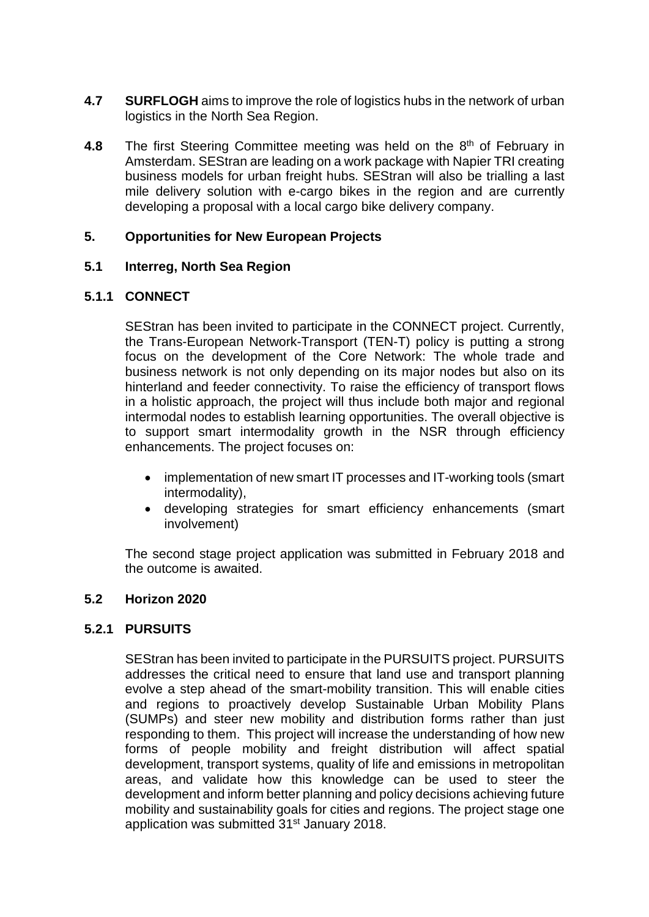**4.7** **SURFLOGH** aims to improve the role of logistics hubs in the network of urban logistics in the North Sea Region.

**4.8** The first Steering Committee meeting was held on the 8th of February in Amsterdam. SEStran are leading on a work package with Napier TRI creating business models for urban freight hubs. SEStran will also be trialling a last mile delivery solution with e-cargo bikes in the region and are currently developing a proposal with a local cargo bike delivery company.

## 5. Opportunities for New European Projects

### 5.1 Interreg, North Sea Region

#### 5.1.1 CONNECT

SEStran has been invited to participate in the CONNECT project. Currently, the Trans-European Network-Transport (TEN-T) policy is putting a strong focus on the development of the Core Network: The whole trade and business network is not only depending on its major nodes but also on its hinterland and feeder connectivity. To raise the efficiency of transport flows in a holistic approach, the project will thus include both major and regional intermodal nodes to establish learning opportunities. The overall objective is to support smart intermodality growth in the NSR through efficiency enhancements. The project focuses on:

- implementation of new smart IT processes and IT-working tools (smart intermodality),
- developing strategies for smart efficiency enhancements (smart involvement)

The second stage project application was submitted in February 2018 and the outcome is awaited.

### 5.2 Horizon 2020

#### 5.2.1 PURSUITS

SEStran has been invited to participate in the PURSUITS project. PURSUITS addresses the critical need to ensure that land use and transport planning evolve a step ahead of the smart-mobility transition. This will enable cities and regions to proactively develop Sustainable Urban Mobility Plans (SUMPs) and steer new mobility and distribution forms rather than just responding to them. This project will increase the understanding of how new forms of people mobility and freight distribution will affect spatial development, transport systems, quality of life and emissions in metropolitan areas, and validate how this knowledge can be used to steer the development and inform better planning and policy decisions achieving future mobility and sustainability goals for cities and regions. The project stage one application was submitted 31st January 2018.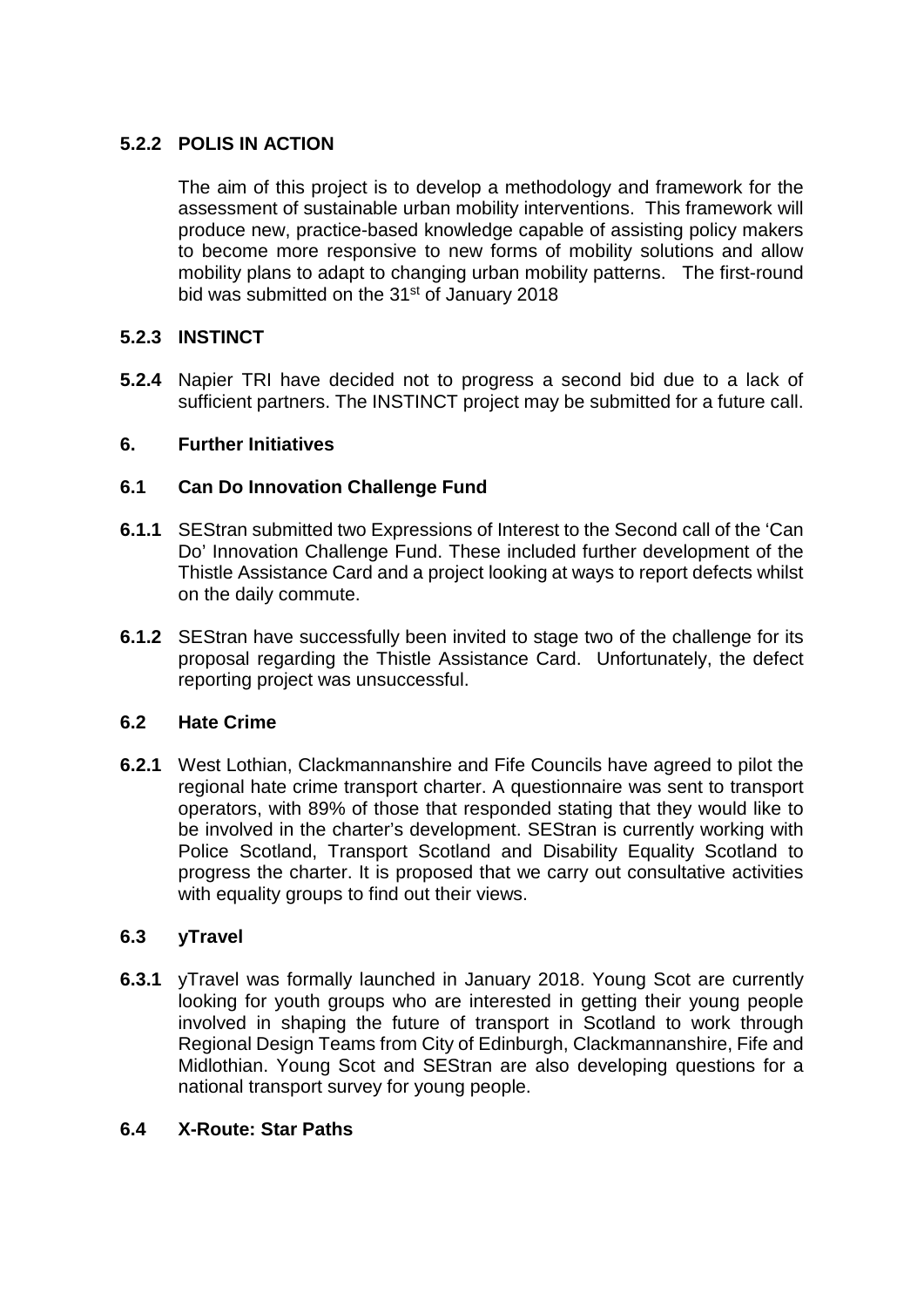### 5.2.2 POLIS IN ACTION

The aim of this project is to develop a methodology and framework for the assessment of sustainable urban mobility interventions. This framework will produce new, practice-based knowledge capable of assisting policy makers to become more responsive to new forms of mobility solutions and allow mobility plans to adapt to changing urban mobility patterns. The first-round bid was submitted on the 31st of January 2018

### 5.2.3 INSTINCT

**5.2.4** Napier TRI have decided not to progress a second bid due to a lack of sufficient partners. The INSTINCT project may be submitted for a future call.

## 6. Further Initiatives

### 6.1 Can Do Innovation Challenge Fund

**6.1.1** SEStran submitted two Expressions of Interest to the Second call of the 'Can Do' Innovation Challenge Fund. These included further development of the Thistle Assistance Card and a project looking at ways to report defects whilst on the daily commute.

**6.1.2** SEStran have successfully been invited to stage two of the challenge for its proposal regarding the Thistle Assistance Card. Unfortunately, the defect reporting project was unsuccessful.

### 6.2 Hate Crime

**6.2.1** West Lothian, Clackmannanshire and Fife Councils have agreed to pilot the regional hate crime transport charter. A questionnaire was sent to transport operators, with 89% of those that responded stating that they would like to be involved in the charter's development. SEStran is currently working with Police Scotland, Transport Scotland and Disability Equality Scotland to progress the charter. It is proposed that we carry out consultative activities with equality groups to find out their views.

### 6.3 yTravel

**6.3.1** yTravel was formally launched in January 2018. Young Scot are currently looking for youth groups who are interested in getting their young people involved in shaping the future of transport in Scotland to work through Regional Design Teams from City of Edinburgh, Clackmannanshire, Fife and Midlothian. Young Scot and SEStran are also developing questions for a national transport survey for young people.

### 6.4 X-Route: Star Paths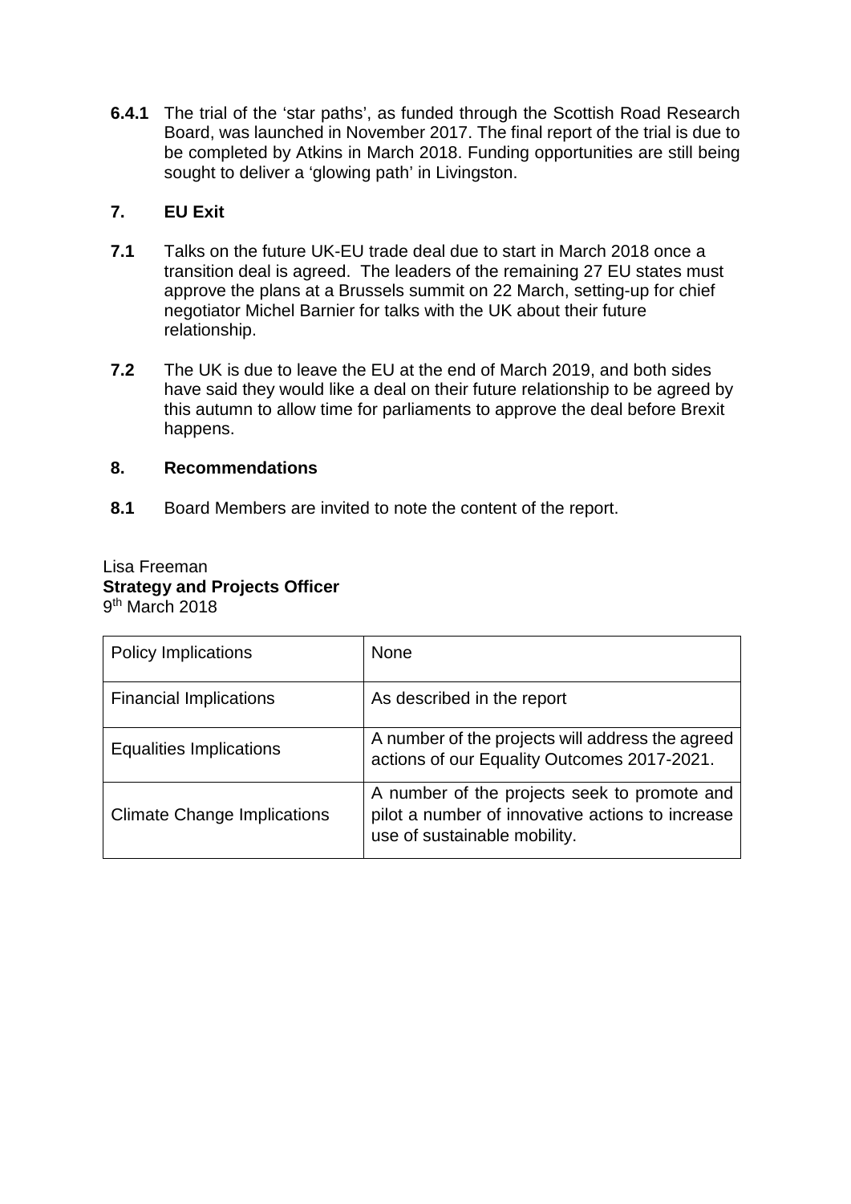**6.4.1** The trial of the 'star paths', as funded through the Scottish Road Research Board, was launched in November 2017. The final report of the trial is due to be completed by Atkins in March 2018. Funding opportunities are still being sought to deliver a 'glowing path' in Livingston.

## 7. EU Exit

**7.1** Talks on the future UK-EU trade deal due to start in March 2018 once a transition deal is agreed. The leaders of the remaining 27 EU states must approve the plans at a Brussels summit on 22 March, setting-up for chief negotiator Michel Barnier for talks with the UK about their future relationship.

**7.2** The UK is due to leave the EU at the end of March 2019, and both sides have said they would like a deal on their future relationship to be agreed by this autumn to allow time for parliaments to approve the deal before Brexit happens.

## 8. Recommendations

**8.1** Board Members are invited to note the content of the report.

Lisa Freeman
**Strategy and Projects Officer**
9th March 2018

| | |
|---|---|
| Policy Implications | None |
| Financial Implications | As described in the report |
| Equalities Implications | A number of the projects will address the agreed actions of our Equality Outcomes 2017-2021. |
| Climate Change Implications | A number of the projects seek to promote and pilot a number of innovative actions to increase use of sustainable mobility. |